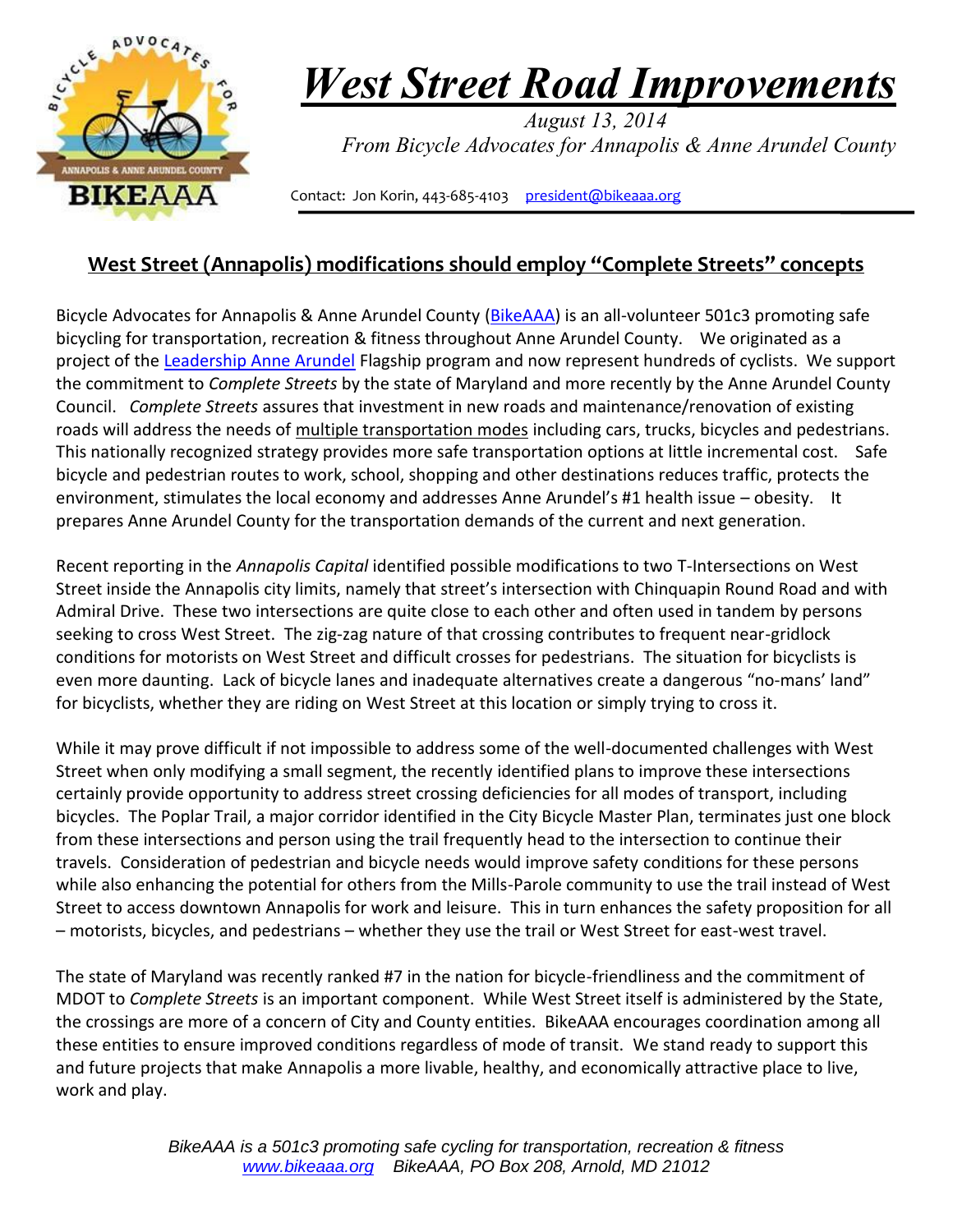# *West Street Road Improvements*

*August 13, 2014*

*From Bicycle Advocates for Annapolis & Anne Arundel County*

Contact: Jon Korin, 443-685-4103 president@bikeaaa.org

## West Street (Annapolis) modifications should employ "Complete Streets" concepts

Bicycle Advocates for Annapolis & Anne Arundel County (BikeAAA) is an all-volunteer 501c3 promoting safe bicycling for transportation, recreation & fitness throughout Anne Arundel County. We originated as a project of the Leadership Anne Arundel Flagship program and now represent hundreds of cyclists. We support the commitment to *Complete Streets* by the state of Maryland and more recently by the Anne Arundel County Council. *Complete Streets* assures that investment in new roads and maintenance/renovation of existing roads will address the needs of multiple transportation modes including cars, trucks, bicycles and pedestrians. This nationally recognized strategy provides more safe transportation options at little incremental cost. Safe bicycle and pedestrian routes to work, school, shopping and other destinations reduces traffic, protects the environment, stimulates the local economy and addresses Anne Arundel's #1 health issue – obesity. It prepares Anne Arundel County for the transportation demands of the current and next generation.

Recent reporting in the *Annapolis Capital* identified possible modifications to two T-Intersections on West Street inside the Annapolis city limits, namely that street's intersection with Chinquapin Round Road and with Admiral Drive. These two intersections are quite close to each other and often used in tandem by persons seeking to cross West Street. The zig-zag nature of that crossing contributes to frequent near-gridlock conditions for motorists on West Street and difficult crosses for pedestrians. The situation for bicyclists is even more daunting. Lack of bicycle lanes and inadequate alternatives create a dangerous "no-mans' land" for bicyclists, whether they are riding on West Street at this location or simply trying to cross it.

While it may prove difficult if not impossible to address some of the well-documented challenges with West Street when only modifying a small segment, the recently identified plans to improve these intersections certainly provide opportunity to address street crossing deficiencies for all modes of transport, including bicycles. The Poplar Trail, a major corridor identified in the City Bicycle Master Plan, terminates just one block from these intersections and person using the trail frequently head to the intersection to continue their travels. Consideration of pedestrian and bicycle needs would improve safety conditions for these persons while also enhancing the potential for others from the Mills-Parole community to use the trail instead of West Street to access downtown Annapolis for work and leisure. This in turn enhances the safety proposition for all – motorists, bicycles, and pedestrians – whether they use the trail or West Street for east-west travel.

The state of Maryland was recently ranked #7 in the nation for bicycle-friendliness and the commitment of MDOT to *Complete Streets* is an important component. While West Street itself is administered by the State, the crossings are more of a concern of City and County entities. BikeAAA encourages coordination among all these entities to ensure improved conditions regardless of mode of transit. We stand ready to support this and future projects that make Annapolis a more livable, healthy, and economically attractive place to live, work and play.

*BikeAAA is a 501c3 promoting safe cycling for transportation, recreation & fitness*
*www.bikeaaa.org BikeAAA, PO Box 208, Arnold, MD 21012*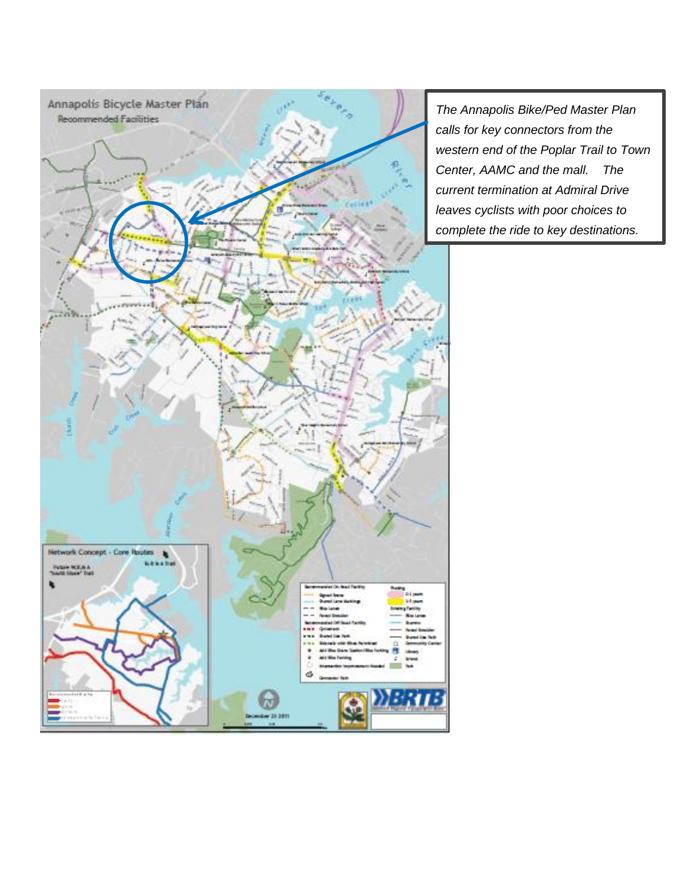Annapolis Bicycle Master Plan

Recommended Facilities

*The Annapolis Bike/Ped Master Plan calls for key connectors from the western end of the Poplar Trail to Town Center, AAMC and the mall. The current termination at Admiral Drive leaves cyclists with poor choices to complete the ride to key destinations.*

Network Concept - Core Routes

December 23 2011